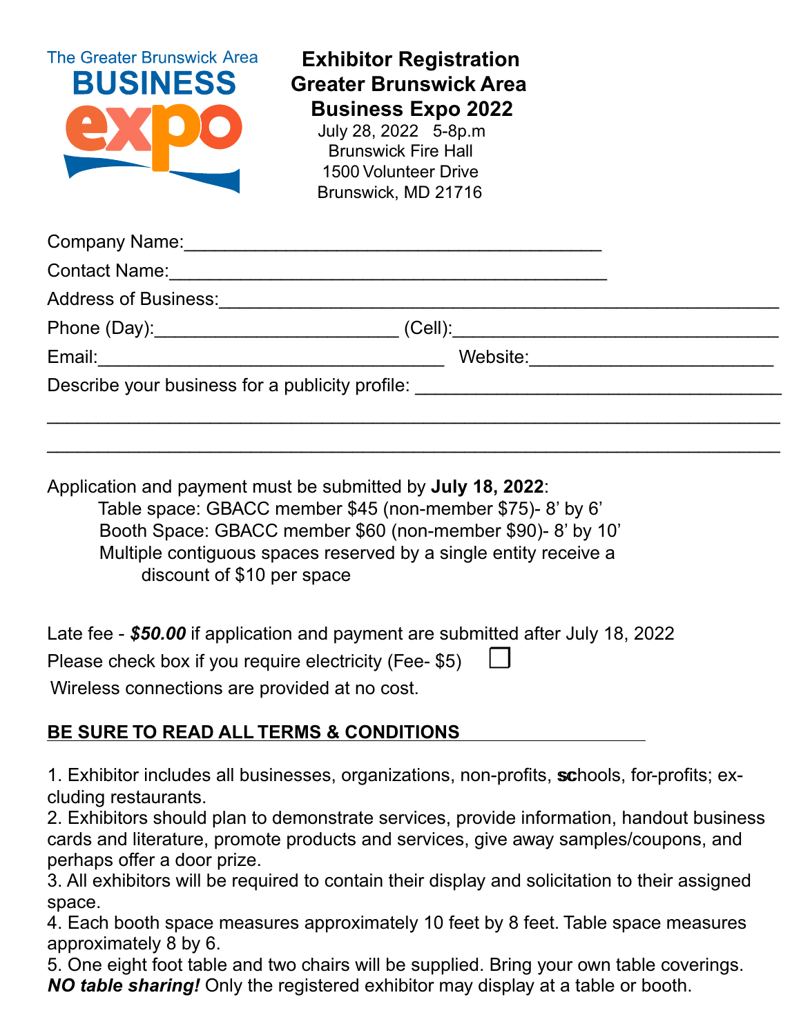The Greater Brunswick Area **BUSINESS expo**

# Exhibitor Registration Greater Brunswick Area Business Expo 2022

July 28, 2022 5-8p.m
Brunswick Fire Hall
1500 Volunteer Drive
Brunswick, MD 21716

Company Name:________________________________________

Contact Name:__________________________________________

Address of Business:______________________________________________________

Phone (Day):_______________________ (Cell):_______________________________

Email:_________________________________ Website:________________________

Describe your business for a publicity profile: ___________________________________

__________________________________________________________________________

__________________________________________________________________________

Application and payment must be submitted by **July 18, 2022**:

Table space: GBACC member $45 (non-member $75)- 8' by 6'
Booth Space: GBACC member $60 (non-member $90)- 8' by 10'
Multiple contiguous spaces reserved by a single entity receive a discount of $10 per space

Late fee - ***$50.00*** if application and payment are submitted after July 18, 2022

Please check box if you require electricity (Fee- $5) ☐

Wireless connections are provided at no cost.

**BE SURE TO READ ALL TERMS & CONDITIONS**

1. Exhibitor includes all businesses, organizations, non-profits, schools, for-profits; excluding restaurants.
2. Exhibitors should plan to demonstrate services, provide information, handout business cards and literature, promote products and services, give away samples/coupons, and perhaps offer a door prize.
3. All exhibitors will be required to contain their display and solicitation to their assigned space.
4. Each booth space measures approximately 10 feet by 8 feet. Table space measures approximately 8 by 6.
5. One eight foot table and two chairs will be supplied. Bring your own table coverings. ***NO table sharing!*** Only the registered exhibitor may display at a table or booth.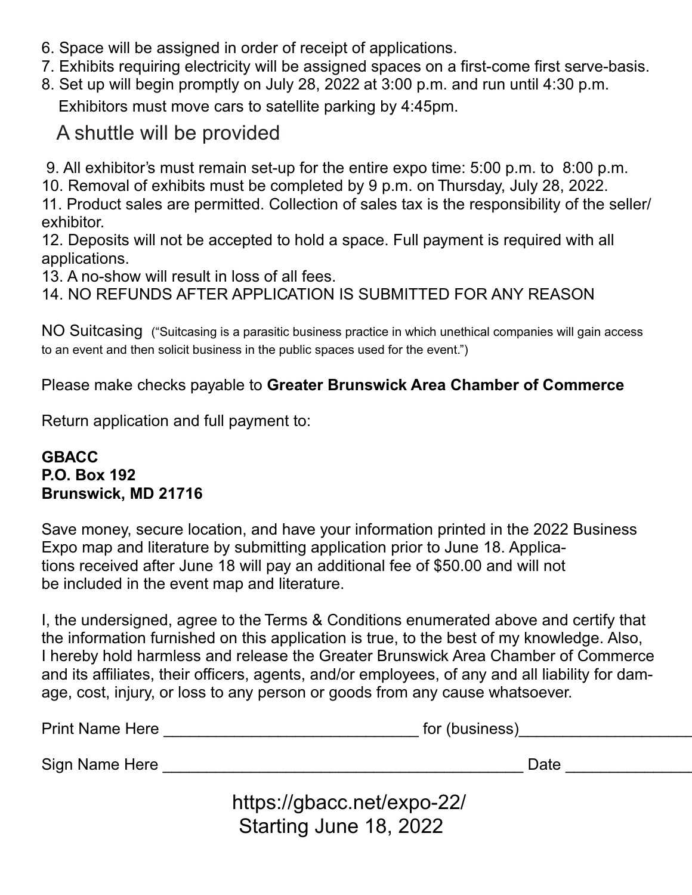6. Space will be assigned in order of receipt of applications.
7. Exhibits requiring electricity will be assigned spaces on a first-come first serve-basis.
8. Set up will begin promptly on July 28, 2022 at 3:00 p.m. and run until 4:30 p.m.

   Exhibitors must move cars to satellite parking by 4:45pm.

   A shuttle will be provided

9. All exhibitor's must remain set-up for the entire expo time: 5:00 p.m. to 8:00 p.m.
10. Removal of exhibits must be completed by 9 p.m. on Thursday, July 28, 2022.
11. Product sales are permitted. Collection of sales tax is the responsibility of the seller/ exhibitor.
12. Deposits will not be accepted to hold a space. Full payment is required with all applications.
13. A no-show will result in loss of all fees.
14. NO REFUNDS AFTER APPLICATION IS SUBMITTED FOR ANY REASON

NO Suitcasing ("Suitcasing is a parasitic business practice in which unethical companies will gain access to an event and then solicit business in the public spaces used for the event.")

Please make checks payable to **Greater Brunswick Area Chamber of Commerce**

Return application and full payment to:

**GBACC**
**P.O. Box 192**
**Brunswick, MD 21716**

Save money, secure location, and have your information printed in the 2022 Business Expo map and literature by submitting application prior to June 18. Applications received after June 18 will pay an additional fee of $50.00 and will not be included in the event map and literature.

I, the undersigned, agree to the Terms & Conditions enumerated above and certify that the information furnished on this application is true, to the best of my knowledge. Also, I hereby hold harmless and release the Greater Brunswick Area Chamber of Commerce and its affiliates, their officers, agents, and/or employees, of any and all liability for damage, cost, injury, or loss to any person or goods from any cause whatsoever.

Print Name Here ______________________________ for (business)____________________

Sign Name Here __________________________________________ Date ______________

https://gbacc.net/expo-22/
Starting June 18, 2022